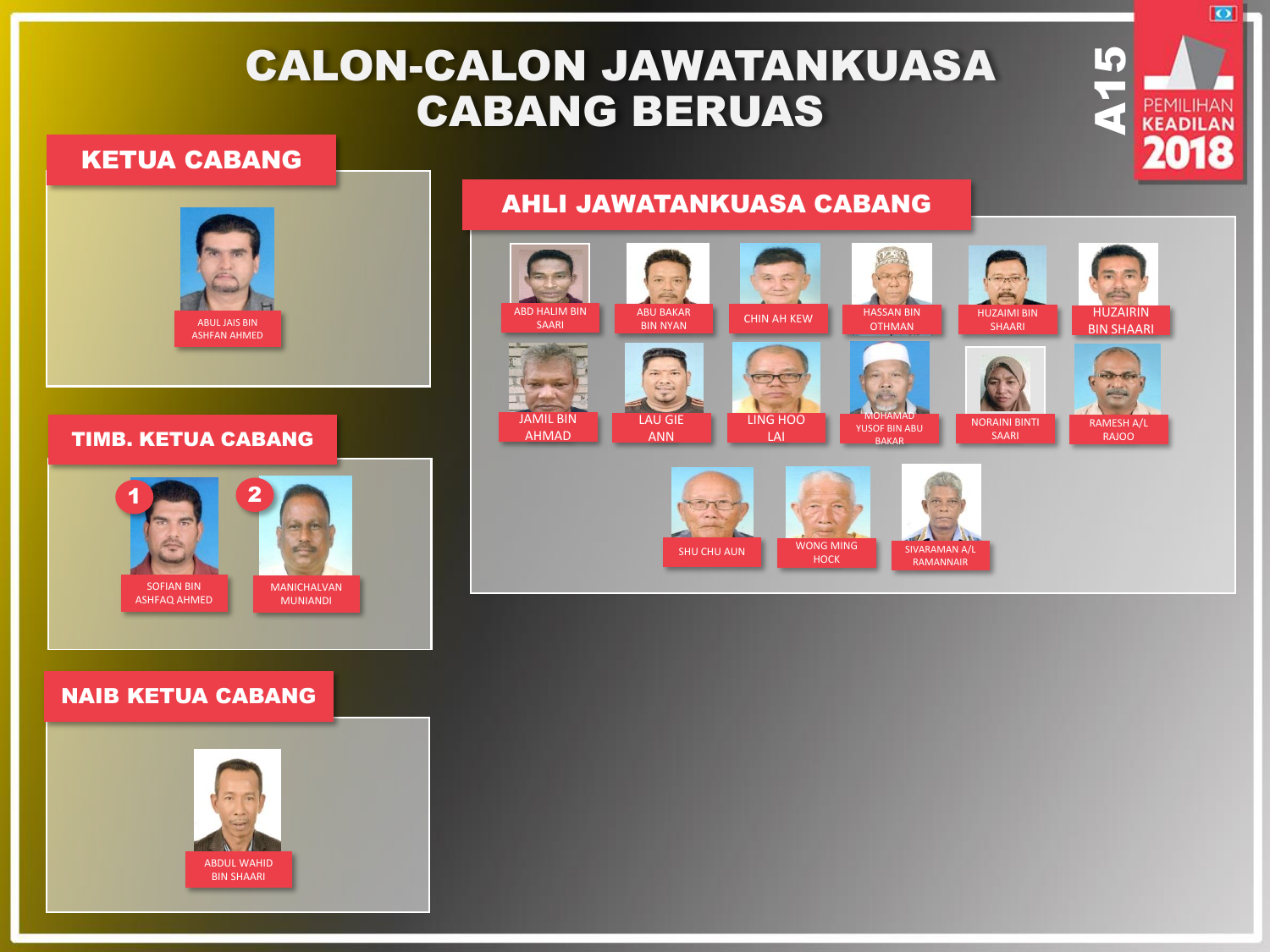# CALON-CALON JAWATANKUASA CABANG BERUAS

A15

PEMILIHAN KEADILAN 2018

## KETUA CABANG

ABUL JAIS BIN ASHFAN AHMED

## TIMB. KETUA CABANG

1. SOFIAN BIN ASHFAQ AHMED
2. MANICHALVAN MUNIANDI

## NAIB KETUA CABANG

ABDUL WAHID BIN SHAARI

## AHLI JAWATANKUASA CABANG

- ABD HALIM BIN SAARI
- ABU BAKAR BIN NYAN
- CHIN AH KEW
- HASSAN BIN OTHMAN
- HUZAIMI BIN SHAARI
- HUZAIRIN BIN SHAARI
- JAMIL BIN AHMAD
- LAU GIE ANN
- LING HOO LAI
- MOHAMAD YUSOF BIN ABU BAKAR
- NORAINI BINTI SAARI
- RAMESH A/L RAJOO
- SHU CHU AUN
- WONG MING HOCK
- SIVARAMAN A/L RAMANNAIR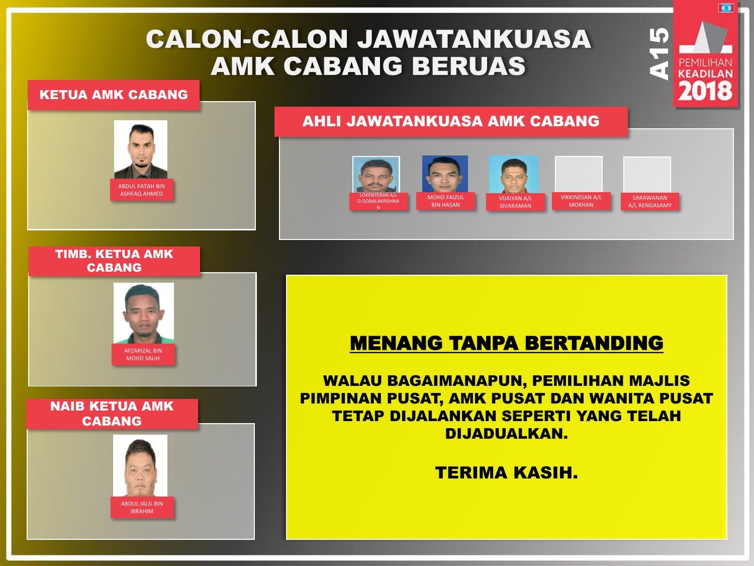# CALON-CALON JAWATANKUASA AMK CABANG BERUAS

A15 — PEMILIHAN KEADILAN 2018

## KETUA AMK CABANG

ABDUL FATAH BIN ASHFAQ AHMED

## TIMB. KETUA AMK CABANG

AFZARIZAL BIN MOHD SALIH

## NAIB KETUA AMK CABANG

ABDUL JALIL BIN IBRAHIM

## AHLI JAWATANKUASA AMK CABANG

- LOKENTERAN A/L D.GOBALAKRISHNAN
- MOHD FAIZUL BIN HASAN
- VIJAIYAN A/L SIVARAMAN
- VIKKINESAN A/L MOKHAN
- SARAWANAN A/L RENGASAMY

## MENANG TANPA BERTANDING

**WALAU BAGAIMANAPUN, PEMILIHAN MAJLIS PIMPINAN PUSAT, AMK PUSAT DAN WANITA PUSAT TETAP DIJALANKAN SEPERTI YANG TELAH DIJADUALKAN.**

**TERIMA KASIH.**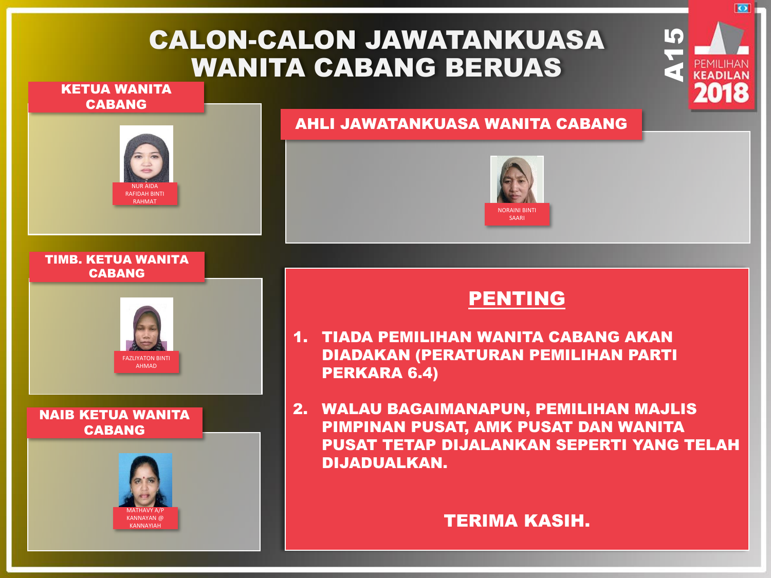# CALON-CALON JAWATANKUASA WANITA CABANG BERUAS

A15

PEMILIHAN KEADILAN 2018

## KETUA WANITA CABANG

NUR AIDA RAFIDAH BINTI RAHMAT

## TIMB. KETUA WANITA CABANG

FAZLIYATON BINTI AHMAD

## NAIB KETUA WANITA CABANG

MATHAVY A/P KANNAYAN @ KANNAYIAH

## AHLI JAWATANKUASA WANITA CABANG

NORAINI BINTI SAARI

## PENTING

1. TIADA PEMILIHAN WANITA CABANG AKAN DIADAKAN (PERATURAN PEMILIHAN PARTI PERKARA 6.4)
2. WALAU BAGAIMANAPUN, PEMILIHAN MAJLIS PIMPINAN PUSAT, AMK PUSAT DAN WANITA PUSAT TETAP DIJALANKAN SEPERTI YANG TELAH DIJADUALKAN.

**TERIMA KASIH.**